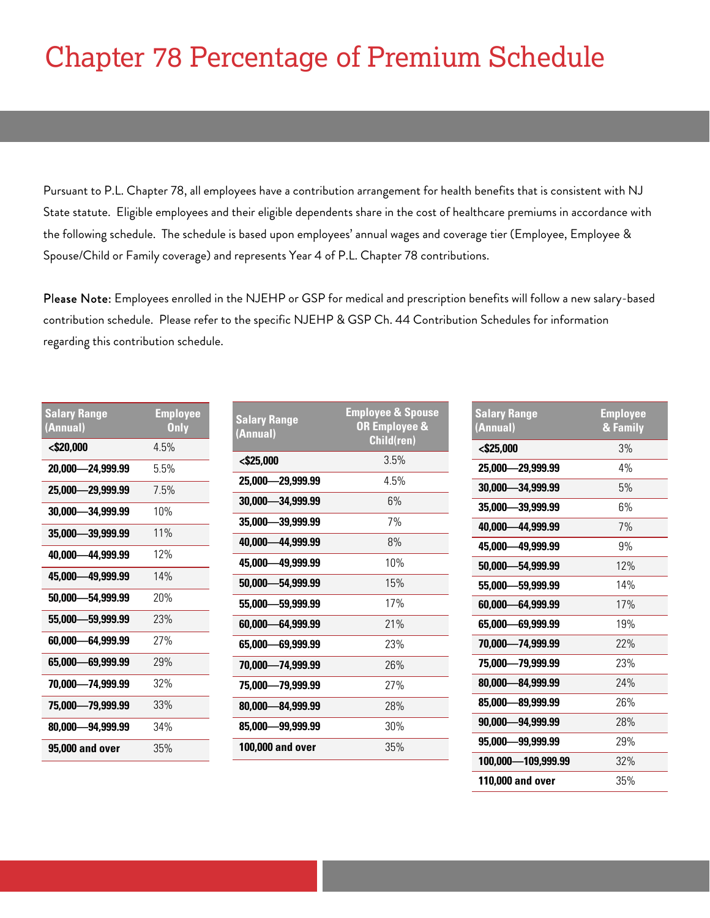# Chapter 78 Percentage of Premium Schedule

Pursuant to P.L. Chapter 78, all employees have a contribution arrangement for health benefits that is consistent with NJ State statute. Eligible employees and their eligible dependents share in the cost of healthcare premiums in accordance with the following schedule. The schedule is based upon employees' annual wages and coverage tier (Employee, Employee & Spouse/Child or Family coverage) and represents Year 4 of P.L. Chapter 78 contributions.

Please Note: Employees enrolled in the NJEHP or GSP for medical and prescription benefits will follow a new salary-based contribution schedule. Please refer to the specific NJEHP & GSP Ch. 44 Contribution Schedules for information regarding this contribution schedule.

| Salary Range (Annual) | Employee Only |
|---|---|
| <$20,000 | 4.5% |
| 20,000—24,999.99 | 5.5% |
| 25,000—29,999.99 | 7.5% |
| 30,000—34,999.99 | 10% |
| 35,000—39,999.99 | 11% |
| 40,000—44,999.99 | 12% |
| 45,000—49,999.99 | 14% |
| 50,000—54,999.99 | 20% |
| 55,000—59,999.99 | 23% |
| 60,000—64,999.99 | 27% |
| 65,000—69,999.99 | 29% |
| 70,000—74,999.99 | 32% |
| 75,000—79,999.99 | 33% |
| 80,000—94,999.99 | 34% |
| 95,000 and over | 35% |

| Salary Range (Annual) | Employee & Spouse OR Employee & Child(ren) |
|---|---|
| <$25,000 | 3.5% |
| 25,000—29,999.99 | 4.5% |
| 30,000—34,999.99 | 6% |
| 35,000—39,999.99 | 7% |
| 40,000—44,999.99 | 8% |
| 45,000—49,999.99 | 10% |
| 50,000—54,999.99 | 15% |
| 55,000—59,999.99 | 17% |
| 60,000—64,999.99 | 21% |
| 65,000—69,999.99 | 23% |
| 70,000—74,999.99 | 26% |
| 75,000—79,999.99 | 27% |
| 80,000—84,999.99 | 28% |
| 85,000—99,999.99 | 30% |
| 100,000 and over | 35% |

| Salary Range (Annual) | Employee & Family |
|---|---|
| <$25,000 | 3% |
| 25,000—29,999.99 | 4% |
| 30,000—34,999.99 | 5% |
| 35,000—39,999.99 | 6% |
| 40,000—44,999.99 | 7% |
| 45,000—49,999.99 | 9% |
| 50,000—54,999.99 | 12% |
| 55,000—59,999.99 | 14% |
| 60,000—64,999.99 | 17% |
| 65,000—69,999.99 | 19% |
| 70,000—74,999.99 | 22% |
| 75,000—79,999.99 | 23% |
| 80,000—84,999.99 | 24% |
| 85,000—89,999.99 | 26% |
| 90,000—94,999.99 | 28% |
| 95,000—99,999.99 | 29% |
| 100,000—109,999.99 | 32% |
| 110,000 and over | 35% |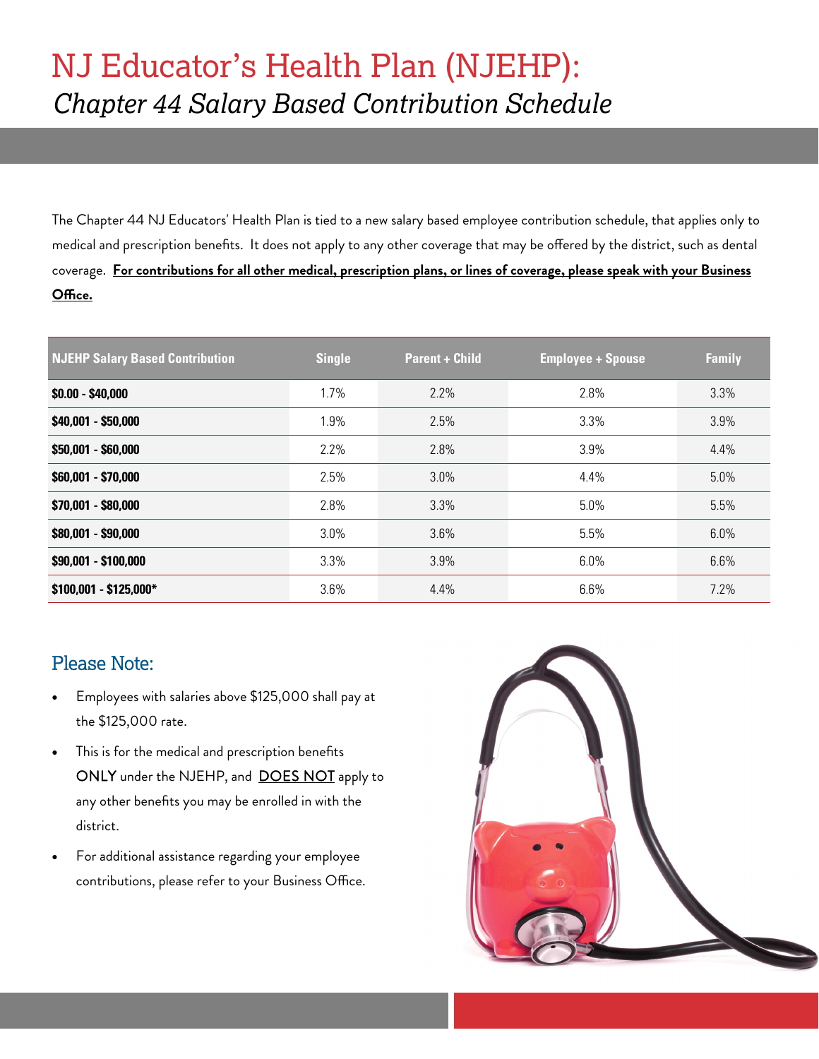# NJ Educator's Health Plan (NJEHP):

## *Chapter 44 Salary Based Contribution Schedule*

The Chapter 44 NJ Educators' Health Plan is tied to a new salary based employee contribution schedule, that applies only to medical and prescription benefits. It does not apply to any other coverage that may be offered by the district, such as dental coverage. **<u>For contributions for all other medical, prescription plans, or lines of coverage, please speak with your Business Office.</u>**

| NJEHP Salary Based Contribution | Single | Parent + Child | Employee + Spouse | Family |
|---|---|---|---|---|
| **$0.00 - $40,000** | 1.7% | 2.2% | 2.8% | 3.3% |
| **$40,001 - $50,000** | 1.9% | 2.5% | 3.3% | 3.9% |
| **$50,001 - $60,000** | 2.2% | 2.8% | 3.9% | 4.4% |
| **$60,001 - $70,000** | 2.5% | 3.0% | 4.4% | 5.0% |
| **$70,001 - $80,000** | 2.8% | 3.3% | 5.0% | 5.5% |
| **$80,001 - $90,000** | 3.0% | 3.6% | 5.5% | 6.0% |
| **$90,001 - $100,000** | 3.3% | 3.9% | 6.0% | 6.6% |
| **$100,001 - $125,000*** | 3.6% | 4.4% | 6.6% | 7.2% |

## Please Note:

- Employees with salaries above $125,000 shall pay at the $125,000 rate.
- This is for the medical and prescription benefits ONLY under the NJEHP, and <u>DOES NOT</u> apply to any other benefits you may be enrolled in with the district.
- For additional assistance regarding your employee contributions, please refer to your Business Office.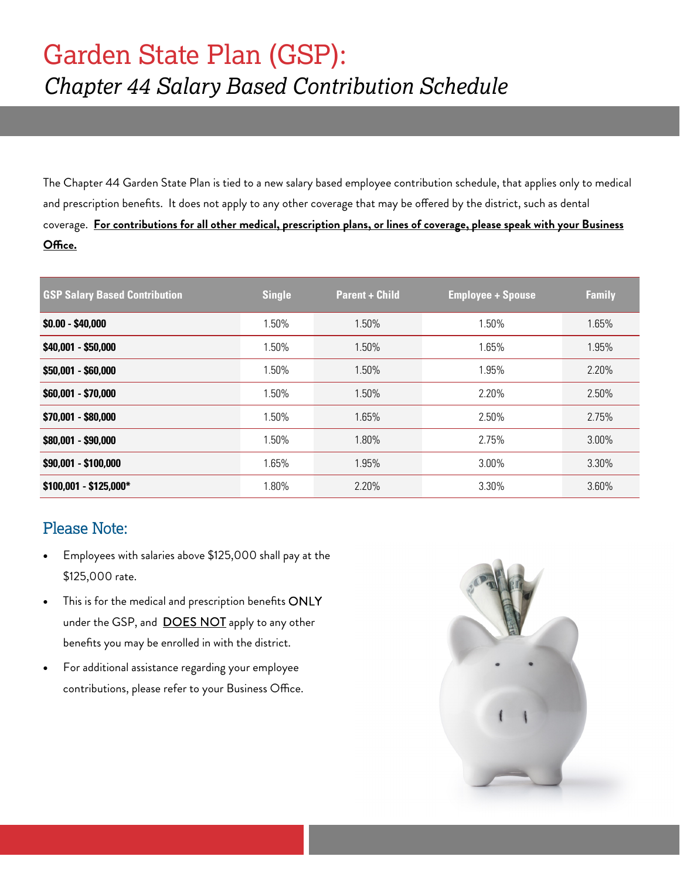# Garden State Plan (GSP):

## *Chapter 44 Salary Based Contribution Schedule*

The Chapter 44 Garden State Plan is tied to a new salary based employee contribution schedule, that applies only to medical and prescription benefits. It does not apply to any other coverage that may be offered by the district, such as dental coverage. **For contributions for all other medical, prescription plans, or lines of coverage, please speak with your Business Office.**

| GSP Salary Based Contribution | Single | Parent + Child | Employee + Spouse | Family |
|---|---|---|---|---|
| **$0.00 - $40,000** | 1.50% | 1.50% | 1.50% | 1.65% |
| **$40,001 - $50,000** | 1.50% | 1.50% | 1.65% | 1.95% |
| **$50,001 - $60,000** | 1.50% | 1.50% | 1.95% | 2.20% |
| **$60,001 - $70,000** | 1.50% | 1.50% | 2.20% | 2.50% |
| **$70,001 - $80,000** | 1.50% | 1.65% | 2.50% | 2.75% |
| **$80,001 - $90,000** | 1.50% | 1.80% | 2.75% | 3.00% |
| **$90,001 - $100,000** | 1.65% | 1.95% | 3.00% | 3.30% |
| **$100,001 - $125,000*** | 1.80% | 2.20% | 3.30% | 3.60% |

### Please Note:

- Employees with salaries above $125,000 shall pay at the $125,000 rate.
- This is for the medical and prescription benefits ONLY under the GSP, and DOES NOT apply to any other benefits you may be enrolled in with the district.
- For additional assistance regarding your employee contributions, please refer to your Business Office.